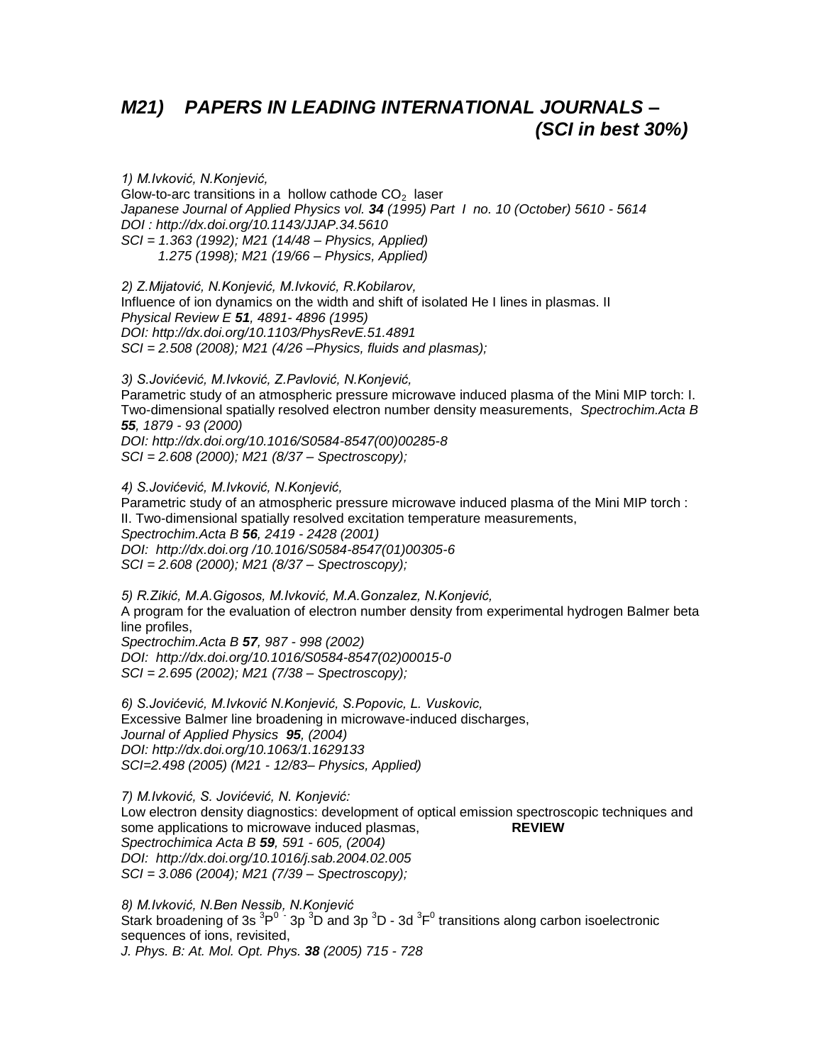# *M21) PAPERS IN LEADING INTERNATIONAL JOURNALS – (SCI in best 30%)*

*1) M.Ivković, N.Konjević,*
Glow-to-arc transitions in a hollow cathode $CO_2$ laser
*Japanese Journal of Applied Physics vol. **34** (1995) Part I no. 10 (October) 5610 - 5614*
*DOI : http://dx.doi.org/10.1143/JJAP.34.5610*
*SCI = 1.363 (1992); M21 (14/48 – Physics, Applied)*
*1.275 (1998); M21 (19/66 – Physics, Applied)*

*2) Z.Mijatović, N.Konjević, M.Ivković, R.Kobilarov,*
Influence of ion dynamics on the width and shift of isolated He I lines in plasmas. II
*Physical Review E **51**, 4891- 4896 (1995)*
*DOI: http://dx.doi.org/10.1103/PhysRevE.51.4891*
*SCI = 2.508 (2008); M21 (4/26 –Physics, fluids and plasmas);*

*3) S.Jovićević, M.Ivković, Z.Pavlović, N.Konjević,*
Parametric study of an atmospheric pressure microwave induced plasma of the Mini MIP torch: I. Two-dimensional spatially resolved electron number density measurements, *Spectrochim.Acta B **55**, 1879 - 93 (2000)*
*DOI: http://dx.doi.org/10.1016/S0584-8547(00)00285-8*
*SCI = 2.608 (2000); M21 (8/37 – Spectroscopy);*

*4) S.Jovićević, M.Ivković, N.Konjević,*
Parametric study of an atmospheric pressure microwave induced plasma of the Mini MIP torch : II. Two-dimensional spatially resolved excitation temperature measurements,
*Spectrochim.Acta B **56**, 2419 - 2428 (2001)*
*DOI: http://dx.doi.org /10.1016/S0584-8547(01)00305-6*
*SCI = 2.608 (2000); M21 (8/37 – Spectroscopy);*

*5) R.Zikić, M.A.Gigosos, M.Ivković, M.A.Gonzalez, N.Konjević,*
A program for the evaluation of electron number density from experimental hydrogen Balmer beta line profiles,
*Spectrochim.Acta B **57**, 987 - 998 (2002)*
*DOI: http://dx.doi.org/10.1016/S0584-8547(02)00015-0*
*SCI = 2.695 (2002); M21 (7/38 – Spectroscopy);*

*6) S.Jovićević, M.Ivković N.Konjević, S.Popovic, L. Vuskovic,*
Excessive Balmer line broadening in microwave-induced discharges,
*Journal of Applied Physics **95**, (2004)*
*DOI: http://dx.doi.org/10.1063/1.1629133*
*SCI=2.498 (2005) (M21 - 12/83– Physics, Applied)*

*7) M.Ivković, S. Jovićević, N. Konjević:*
Low electron density diagnostics: development of optical emission spectroscopic techniques and some applications to microwave induced plasmas, **REVIEW**
*Spectrochimica Acta B **59**, 591 - 605, (2004)*
*DOI: http://dx.doi.org/10.1016/j.sab.2004.02.005*
*SCI = 3.086 (2004); M21 (7/39 – Spectroscopy);*

*8) M.Ivković, N.Ben Nessib, N.Konjević*
Stark broadening of 3s $^3P^0$ - 3p $^3D$ and 3p $^3D$ - 3d $^3F^0$ transitions along carbon isoelectronic sequences of ions, revisited,
*J. Phys. B: At. Mol. Opt. Phys. **38** (2005) 715 - 728*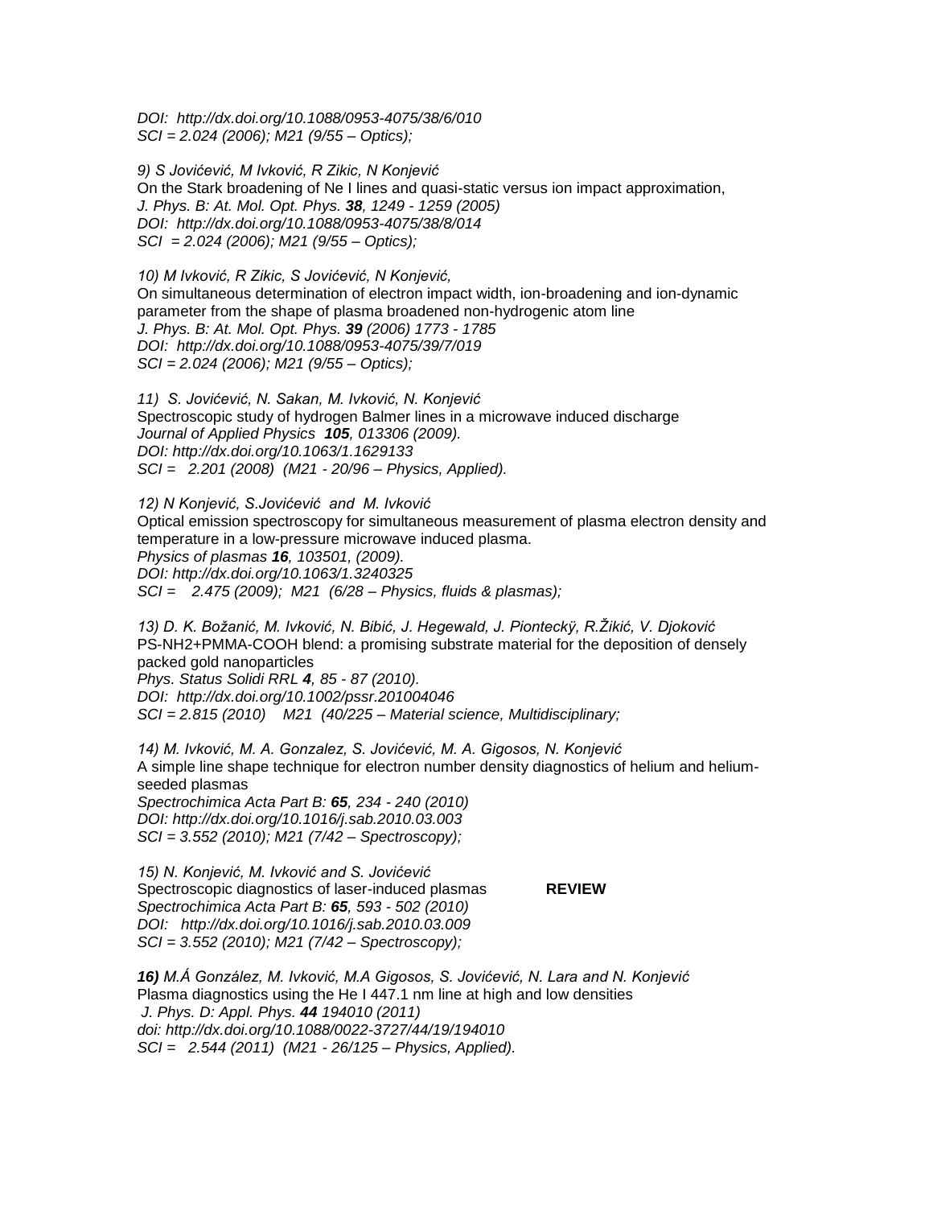*DOI: http://dx.doi.org/10.1088/0953-4075/38/6/010*
*SCI = 2.024 (2006); M21 (9/55 – Optics);*

*9) S Jovićević, M Ivković, R Zikic, N Konjević*
On the Stark broadening of Ne I lines and quasi-static versus ion impact approximation,
*J. Phys. B: At. Mol. Opt. Phys.* ***38****, 1249 - 1259 (2005)*
*DOI: http://dx.doi.org/10.1088/0953-4075/38/8/014*
*SCI = 2.024 (2006); M21 (9/55 – Optics);*

*10) M Ivković, R Zikic, S Jovićević, N Konjević,*
On simultaneous determination of electron impact width, ion-broadening and ion-dynamic parameter from the shape of plasma broadened non-hydrogenic atom line
*J. Phys. B: At. Mol. Opt. Phys.* ***39*** *(2006) 1773 - 1785*
*DOI: http://dx.doi.org/10.1088/0953-4075/39/7/019*
*SCI = 2.024 (2006); M21 (9/55 – Optics);*

*11) S. Jovićević, N. Sakan, M. Ivković, N. Konjević*
Spectroscopic study of hydrogen Balmer lines in a microwave induced discharge
*Journal of Applied Physics* ***105****, 013306 (2009).*
*DOI: http://dx.doi.org/10.1063/1.1629133*
*SCI = 2.201 (2008) (M21 - 20/96 – Physics, Applied).*

*12) N Konjević, S.Jovićević and M. Ivković*
Optical emission spectroscopy for simultaneous measurement of plasma electron density and temperature in a low-pressure microwave induced plasma.
*Physics of plasmas* ***16****, 103501, (2009).*
*DOI: http://dx.doi.org/10.1063/1.3240325*
*SCI = 2.475 (2009); M21 (6/28 – Physics, fluids & plasmas);*

*13) D. K. Božanić, M. Ivković, N. Bibić, J. Hegewald, J. Piontecký, R.Žikić, V. Djoković*
PS-NH2+PMMA-COOH blend: a promising substrate material for the deposition of densely packed gold nanoparticles
*Phys. Status Solidi RRL* ***4****, 85 - 87 (2010).*
*DOI: http://dx.doi.org/10.1002/pssr.201004046*
*SCI = 2.815 (2010) M21 (40/225 – Material science, Multidisciplinary;*

*14) M. Ivković, M. A. Gonzalez, S. Jovićević, M. A. Gigosos, N. Konjević*
A simple line shape technique for electron number density diagnostics of helium and helium-seeded plasmas
*Spectrochimica Acta Part B:* ***65****, 234 - 240 (2010)*
*DOI: http://dx.doi.org/10.1016/j.sab.2010.03.003*
*SCI = 3.552 (2010); M21 (7/42 – Spectroscopy);*

*15) N. Konjević, M. Ivković and S. Jovićević*
Spectroscopic diagnostics of laser-induced plasmas **REVIEW**
*Spectrochimica Acta Part B:* ***65****, 593 - 502 (2010)*
*DOI: http://dx.doi.org/10.1016/j.sab.2010.03.009*
*SCI = 3.552 (2010); M21 (7/42 – Spectroscopy);*

***16)*** *M.Á González, M. Ivković, M.A Gigosos, S. Jovićević, N. Lara and N. Konjević*
Plasma diagnostics using the He I 447.1 nm line at high and low densities
*J. Phys. D: Appl. Phys.* ***44*** *194010 (2011)*
*doi: http://dx.doi.org/10.1088/0022-3727/44/19/194010*
*SCI = 2.544 (2011) (M21 - 26/125 – Physics, Applied).*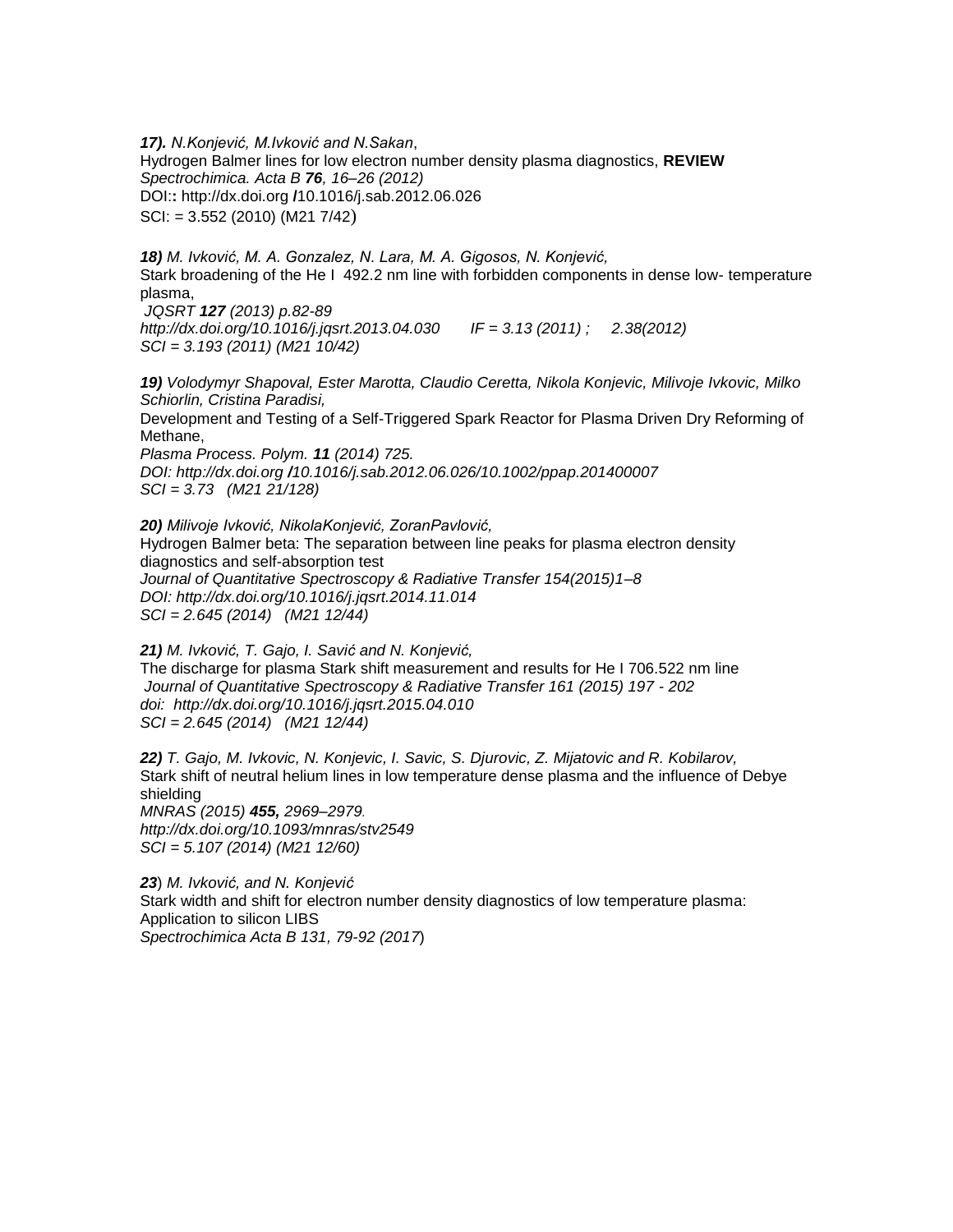***17).*** *N.Konjević, M.Ivković and N.Sakan*,
Hydrogen Balmer lines for low electron number density plasma diagnostics, **REVIEW**
*Spectrochimica. Acta B* ***76****, 16–26 (2012)*
DOI:**:** http://dx.doi.org **/**10.1016/j.sab.2012.06.026
SCI: = 3.552 (2010) (M21 7/42)

***18)*** *M. Ivković, M. A. Gonzalez, N. Lara, M. A. Gigosos, N. Konjević,*
Stark broadening of the He I 492.2 nm line with forbidden components in dense low- temperature plasma,
*JQSRT* ***127*** *(2013) p.82-89*
*http://dx.doi.org/10.1016/j.jqsrt.2013.04.030 IF = 3.13 (2011) ; 2.38(2012)*
*SCI = 3.193 (2011) (M21 10/42)*

***19)*** *Volodymyr Shapoval, Ester Marotta, Claudio Ceretta, Nikola Konjevic, Milivoje Ivkovic, Milko Schiorlin, Cristina Paradisi,*
Development and Testing of a Self-Triggered Spark Reactor for Plasma Driven Dry Reforming of Methane,
*Plasma Process. Polym.* ***11*** *(2014) 725.*
*DOI: http://dx.doi.org* ***/****10.1016/j.sab.2012.06.026/10.1002/ppap.201400007*
*SCI = 3.73 (M21 21/128)*

***20)*** *Milivoje Ivković, NikolaKonjević, ZoranPavlović,*
Hydrogen Balmer beta: The separation between line peaks for plasma electron density diagnostics and self-absorption test
*Journal of Quantitative Spectroscopy & Radiative Transfer 154(2015)1–8*
*DOI: http://dx.doi.org/10.1016/j.jqsrt.2014.11.014*
*SCI = 2.645 (2014) (M21 12/44)*

***21)*** *M. Ivković, T. Gajo, I. Savić and N. Konjević,*
The discharge for plasma Stark shift measurement and results for He I 706.522 nm line
*Journal of Quantitative Spectroscopy & Radiative Transfer 161 (2015) 197 - 202*
*doi: http://dx.doi.org/10.1016/j.jqsrt.2015.04.010*
*SCI = 2.645 (2014) (M21 12/44)*

***22)*** *T. Gajo, M. Ivkovic, N. Konjevic, I. Savic, S. Djurovic, Z. Mijatovic and R. Kobilarov,*
Stark shift of neutral helium lines in low temperature dense plasma and the influence of Debye shielding
*MNRAS (2015)* ***455,*** *2969–2979.*
*http://dx.doi.org/10.1093/mnras/stv2549*
*SCI = 5.107 (2014) (M21 12/60)*

***23***) *M. Ivković, and N. Konjević*
Stark width and shift for electron number density diagnostics of low temperature plasma: Application to silicon LIBS
*Spectrochimica Acta B 131, 79-92 (2017*)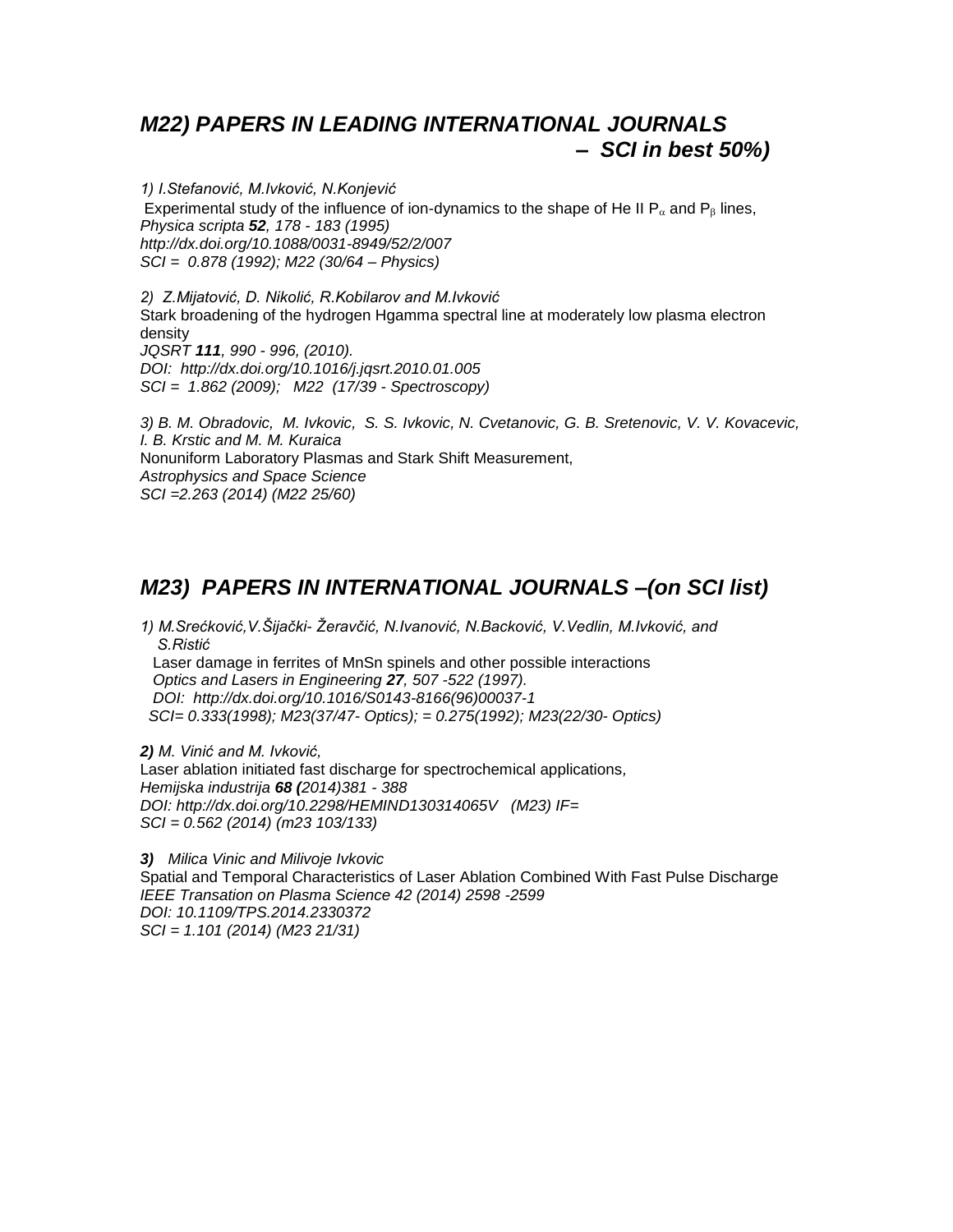## *M22) PAPERS IN LEADING INTERNATIONAL JOURNALS – SCI in best 50%)*

*1) I.Stefanović, M.Ivković, N.Konjević*
Experimental study of the influence of ion-dynamics to the shape of He II $P_\alpha$ and $P_\beta$ lines,
*Physica scripta **52**, 178 - 183 (1995)*
*http://dx.doi.org/10.1088/0031-8949/52/2/007*
*SCI = 0.878 (1992); M22 (30/64 – Physics)*

*2) Z.Mijatović, D. Nikolić, R.Kobilarov and M.Ivković*
Stark broadening of the hydrogen Hgamma spectral line at moderately low plasma electron density
*JQSRT **111**, 990 - 996, (2010).*
*DOI: http://dx.doi.org/10.1016/j.jqsrt.2010.01.005*
*SCI = 1.862 (2009); M22 (17/39 - Spectroscopy)*

*3) B. M. Obradovic, M. Ivkovic, S. S. Ivkovic, N. Cvetanovic, G. B. Sretenovic, V. V. Kovacevic, I. B. Krstic and M. M. Kuraica*
Nonuniform Laboratory Plasmas and Stark Shift Measurement,
*Astrophysics and Space Science*
*SCI =2.263 (2014) (M22 25/60)*

## *M23) PAPERS IN INTERNATIONAL JOURNALS –(on SCI list)*

*1) M.Srećković,V.Šijački- Žeravčić, N.Ivanović, N.Backović, V.Vedlin, M.Ivković, and S.Ristić*
Laser damage in ferrites of MnSn spinels and other possible interactions
*Optics and Lasers in Engineering **27**, 507 -522 (1997).*
*DOI: http://dx.doi.org/10.1016/S0143-8166(96)00037-1*
*SCI= 0.333(1998); M23(37/47- Optics); = 0.275(1992); M23(22/30- Optics)*

***2)** M. Vinić and M. Ivković,*
Laser ablation initiated fast discharge for spectrochemical applications,
*Hemijska industrija **68 (**2014)381 - 388*
*DOI: http://dx.doi.org/10.2298/HEMIND130314065V (M23) IF=*
*SCI = 0.562 (2014) (m23 103/133)*

***3)** Milica Vinic and Milivoje Ivkovic*
Spatial and Temporal Characteristics of Laser Ablation Combined With Fast Pulse Discharge
*IEEE Transation on Plasma Science 42 (2014) 2598 -2599*
*DOI: 10.1109/TPS.2014.2330372*
*SCI = 1.101 (2014) (M23 21/31)*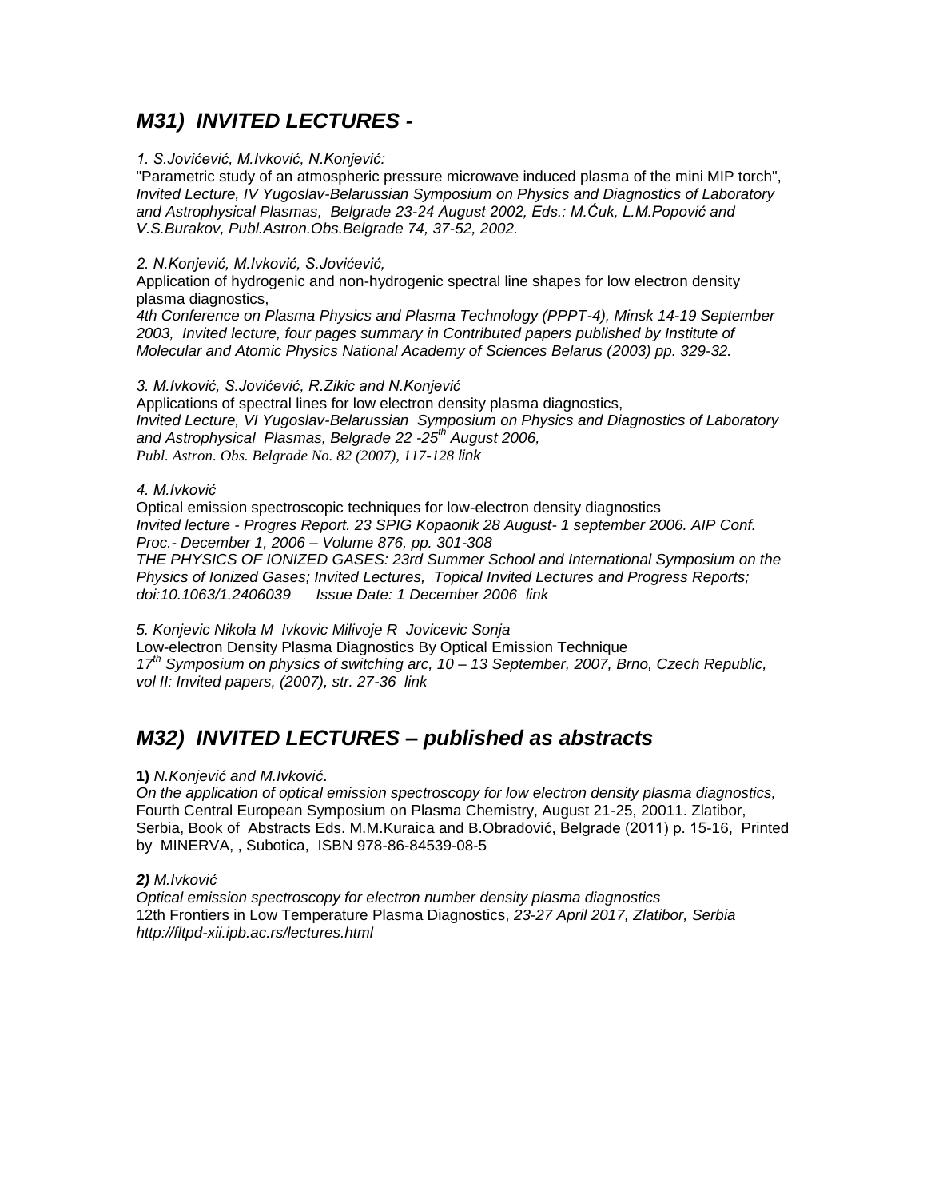## *M31) INVITED LECTURES -*

*1. S.Jovićević, M.Ivković, N.Konjević:*
"Parametric study of an atmospheric pressure microwave induced plasma of the mini MIP torch", *Invited Lecture, IV Yugoslav-Belarussian Symposium on Physics and Diagnostics of Laboratory and Astrophysical Plasmas, Belgrade 23-24 August 2002, Eds.: M.Ćuk, L.M.Popović and V.S.Burakov, Publ.Astron.Obs.Belgrade 74, 37-52, 2002.*

*2. N.Konjević, M.Ivković, S.Jovićević,*
Application of hydrogenic and non-hydrogenic spectral line shapes for low electron density plasma diagnostics,
*4th Conference on Plasma Physics and Plasma Technology (PPPT-4), Minsk 14-19 September 2003, Invited lecture, four pages summary in Contributed papers published by Institute of Molecular and Atomic Physics National Academy of Sciences Belarus (2003) pp. 329-32.*

*3. M.Ivković, S.Jovićević, R.Zikic and N.Konjević*
Applications of spectral lines for low electron density plasma diagnostics,
*Invited Lecture, VI Yugoslav-Belarussian Symposium on Physics and Diagnostics of Laboratory and Astrophysical Plasmas, Belgrade 22 -25th August 2006,*
*Publ. Astron. Obs. Belgrade No. 82 (2007), 117-128 link*

*4. M.Ivković*
Optical emission spectroscopic techniques for low-electron density diagnostics
*Invited lecture - Progres Report. 23 SPIG Kopaonik 28 August- 1 september 2006. AIP Conf. Proc.- December 1, 2006 – Volume 876, pp. 301-308*
*THE PHYSICS OF IONIZED GASES: 23rd Summer School and International Symposium on the Physics of Ionized Gases; Invited Lectures, Topical Invited Lectures and Progress Reports; doi:10.1063/1.2406039 Issue Date: 1 December 2006 link*

*5. Konjevic Nikola M Ivkovic Milivoje R Jovicevic Sonja*
Low-electron Density Plasma Diagnostics By Optical Emission Technique
*17th Symposium on physics of switching arc, 10 – 13 September, 2007, Brno, Czech Republic, vol II: Invited papers, (2007), str. 27-36 link*

## *M32) INVITED LECTURES – published as abstracts*

**1)** *N.Konjević and M.Ivković.*
*On the application of optical emission spectroscopy for low electron density plasma diagnostics,* Fourth Central European Symposium on Plasma Chemistry, August 21-25, 20011. Zlatibor, Serbia, Book of Abstracts Eds. M.M.Kuraica and B.Obradović, Belgrade (2011) p. 15-16, Printed by MINERVA, , Subotica, ISBN 978-86-84539-08-5

***2)*** *M.Ivković*
*Optical emission spectroscopy for electron number density plasma diagnostics*
12th Frontiers in Low Temperature Plasma Diagnostics, *23-27 April 2017, Zlatibor, Serbia*
*http://fltpd-xii.ipb.ac.rs/lectures.html*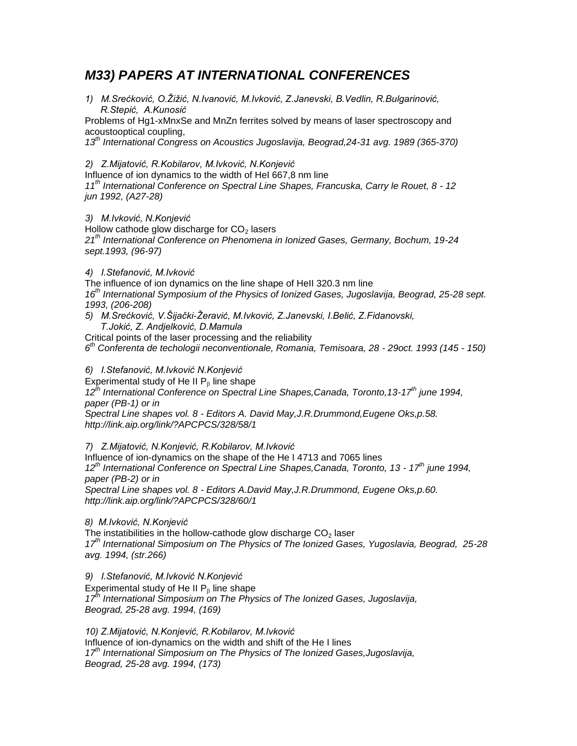## M33) PAPERS AT INTERNATIONAL CONFERENCES

1) *M.Srećković, O.Žižić, N.Ivanović, M.Ivković, Z.Janevski, B.Vedlin, R.Bulgarinović, R.Stepić, A.Kunosić*
Problems of Hg1-xMnxSe and MnZn ferrites solved by means of laser spectroscopy and acoustooptical coupling,
*13th International Congress on Acoustics Jugoslavija, Beograd,24-31 avg. 1989 (365-370)*

2) *Z.Mijatović, R.Kobilarov, M.Ivković, N.Konjević*
Influence of ion dynamics to the width of HeI 667,8 nm line
*11th International Conference on Spectral Line Shapes, Francuska, Carry le Rouet, 8 - 12 jun 1992, (A27-28)*

3) *M.Ivković, N.Konjević*
Hollow cathode glow discharge for $CO_2$ lasers
*21th International Conference on Phenomena in Ionized Gases, Germany, Bochum, 19-24 sept.1993, (96-97)*

4) *I.Stefanović, M.Ivković*
The influence of ion dynamics on the line shape of HeII 320.3 nm line
*16th International Symposium of the Physics of Ionized Gases, Jugoslavija, Beograd, 25-28 sept. 1993, (206-208)*

5) *M.Srećković, V.Šijački-Žeravić, M.Ivković, Z.Janevski, I.Belić, Z.Fidanovski, T.Jokić, Z. Andjelković, D.Mamula*
Critical points of the laser processing and the reliability
*6th Conferenta de techologii neconventionale, Romania, Temisoara, 28 - 29oct. 1993 (145 - 150)*

6) *I.Stefanović, M.Ivković N.Konjević*
Experimental study of He II $P_\beta$ line shape
*12th International Conference on Spectral Line Shapes,Canada, Toronto,13-17th june 1994, paper (PB-1) or in*
*Spectral Line shapes vol. 8 - Editors A. David May,J.R.Drummond,Eugene Oks,p.58.*
*http://link.aip.org/link/?APCPCS/328/58/1*

7) *Z.Mijatović, N.Konjević, R.Kobilarov, M.Ivković*
Influence of ion-dynamics on the shape of the He I 4713 and 7065 lines
*12th International Conference on Spectral Line Shapes,Canada, Toronto, 13 - 17th june 1994, paper (PB-2) or in*
*Spectral Line shapes vol. 8 - Editors A.David May,J.R.Drummond, Eugene Oks,p.60.*
*http://link.aip.org/link/?APCPCS/328/60/1*

8) *M.Ivković, N.Konjević*
The instatibilities in the hollow-cathode glow discharge $CO_2$ laser
*17th International Simposium on The Physics of The Ionized Gases, Yugoslavia, Beograd, 25-28 avg. 1994, (str.266)*

9) *I.Stefanović, M.Ivković N.Konjević*
Experimental study of He II $P_\beta$ line shape
*17th International Simposium on The Physics of The Ionized Gases, Jugoslavija, Beograd, 25-28 avg. 1994, (169)*

10) *Z.Mijatović, N.Konjević, R.Kobilarov, M.Ivković*
Influence of ion-dynamics on the width and shift of the He I lines
*17th International Simposium on The Physics of The Ionized Gases,Jugoslavija, Beograd, 25-28 avg. 1994, (173)*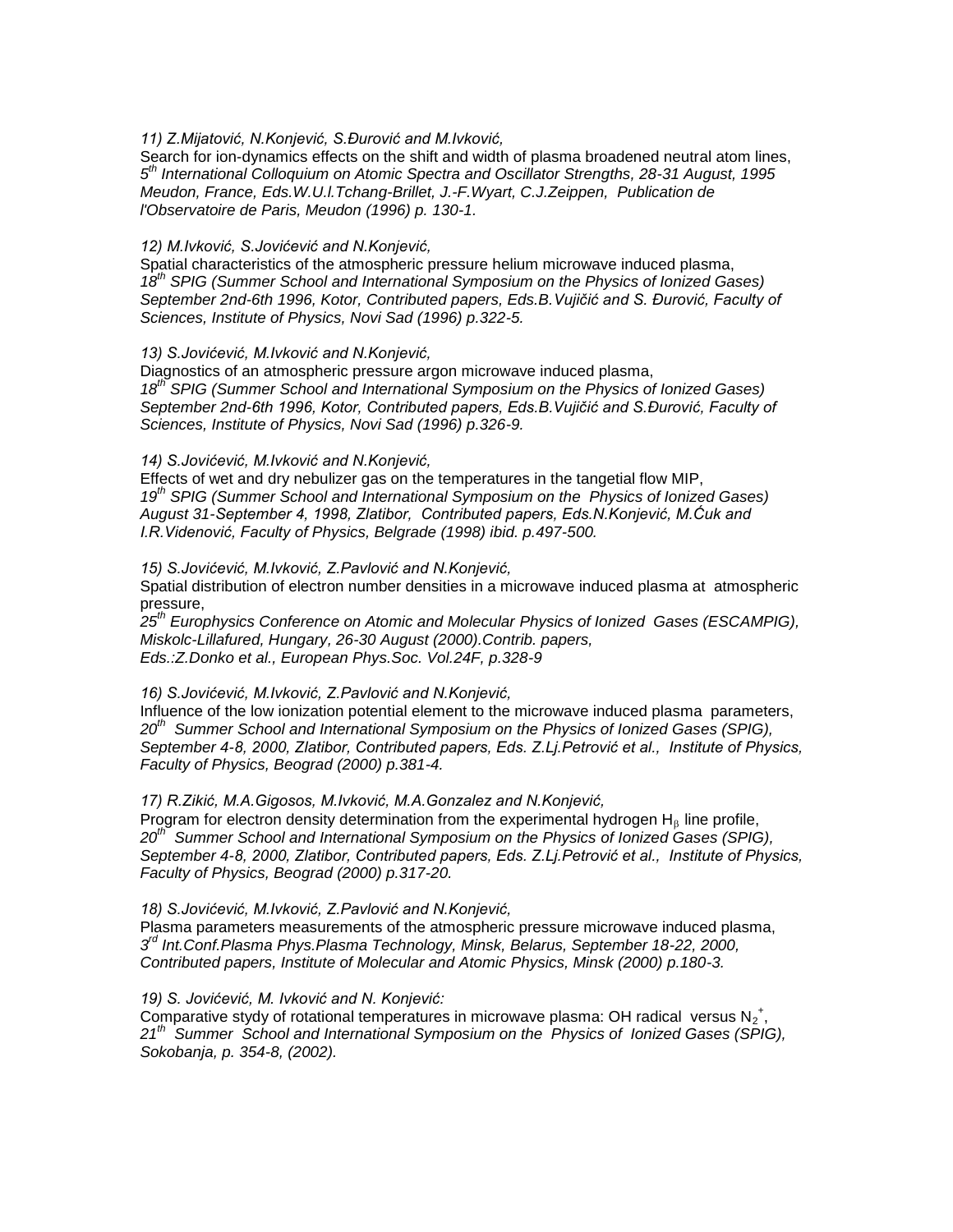*11) Z.Mijatović, N.Konjević, S.Đurović and M.Ivković,*

Search for ion-dynamics effects on the shift and width of plasma broadened neutral atom lines, *5th International Colloquium on Atomic Spectra and Oscillator Strengths, 28-31 August, 1995 Meudon, France, Eds.W.U.I.Tchang-Brillet, J.-F.Wyart, C.J.Zeippen, Publication de l'Observatoire de Paris, Meudon (1996) p. 130-1.*

*12) M.Ivković, S.Jovićević and N.Konjević,*

Spatial characteristics of the atmospheric pressure helium microwave induced plasma, *18th SPIG (Summer School and International Symposium on the Physics of Ionized Gases) September 2nd-6th 1996, Kotor, Contributed papers, Eds.B.Vujičić and S. Đurović, Faculty of Sciences, Institute of Physics, Novi Sad (1996) p.322-5.*

*13) S.Jovićević, M.Ivković and N.Konjević,*

Diagnostics of an atmospheric pressure argon microwave induced plasma, *18th SPIG (Summer School and International Symposium on the Physics of Ionized Gases) September 2nd-6th 1996, Kotor, Contributed papers, Eds.B.Vujičić and S.Đurović, Faculty of Sciences, Institute of Physics, Novi Sad (1996) p.326-9.*

*14) S.Jovićević, M.Ivković and N.Konjević,*

Effects of wet and dry nebulizer gas on the temperatures in the tangetial flow MIP, *19th SPIG (Summer School and International Symposium on the Physics of Ionized Gases) August 31-September 4, 1998, Zlatibor, Contributed papers, Eds.N.Konjević, M.Ćuk and I.R.Videnović, Faculty of Physics, Belgrade (1998) ibid. p.497-500.*

*15) S.Jovićević, M.Ivković, Z.Pavlović and N.Konjević,*

Spatial distribution of electron number densities in a microwave induced plasma at atmospheric pressure,
*25th Europhysics Conference on Atomic and Molecular Physics of Ionized Gases (ESCAMPIG), Miskolc-Lillafured, Hungary, 26-30 August (2000).Contrib. papers, Eds.:Z.Donko et al., European Phys.Soc. Vol.24F, p.328-9*

*16) S.Jovićević, M.Ivković, Z.Pavlović and N.Konjević,*

Influence of the low ionization potential element to the microwave induced plasma parameters, *20th Summer School and International Symposium on the Physics of Ionized Gases (SPIG), September 4-8, 2000, Zlatibor, Contributed papers, Eds. Z.Lj.Petrović et al., Institute of Physics, Faculty of Physics, Beograd (2000) p.381-4.*

*17) R.Zikić, M.A.Gigosos, M.Ivković, M.A.Gonzalez and N.Konjević,*

Program for electron density determination from the experimental hydrogen $H_\beta$ line profile, *20th Summer School and International Symposium on the Physics of Ionized Gases (SPIG), September 4-8, 2000, Zlatibor, Contributed papers, Eds. Z.Lj.Petrović et al., Institute of Physics, Faculty of Physics, Beograd (2000) p.317-20.*

*18) S.Jovićević, M.Ivković, Z.Pavlović and N.Konjević,*

Plasma parameters measurements of the atmospheric pressure microwave induced plasma, *3rd Int.Conf.Plasma Phys.Plasma Technology, Minsk, Belarus, September 18-22, 2000, Contributed papers, Institute of Molecular and Atomic Physics, Minsk (2000) p.180-3.*

*19) S. Jovićević, M. Ivković and N. Konjević:*

Comparative stydy of rotational temperatures in microwave plasma: OH radical versus $N_2^+$, *21th Summer School and International Symposium on the Physics of Ionized Gases (SPIG), Sokobanja, p. 354-8, (2002).*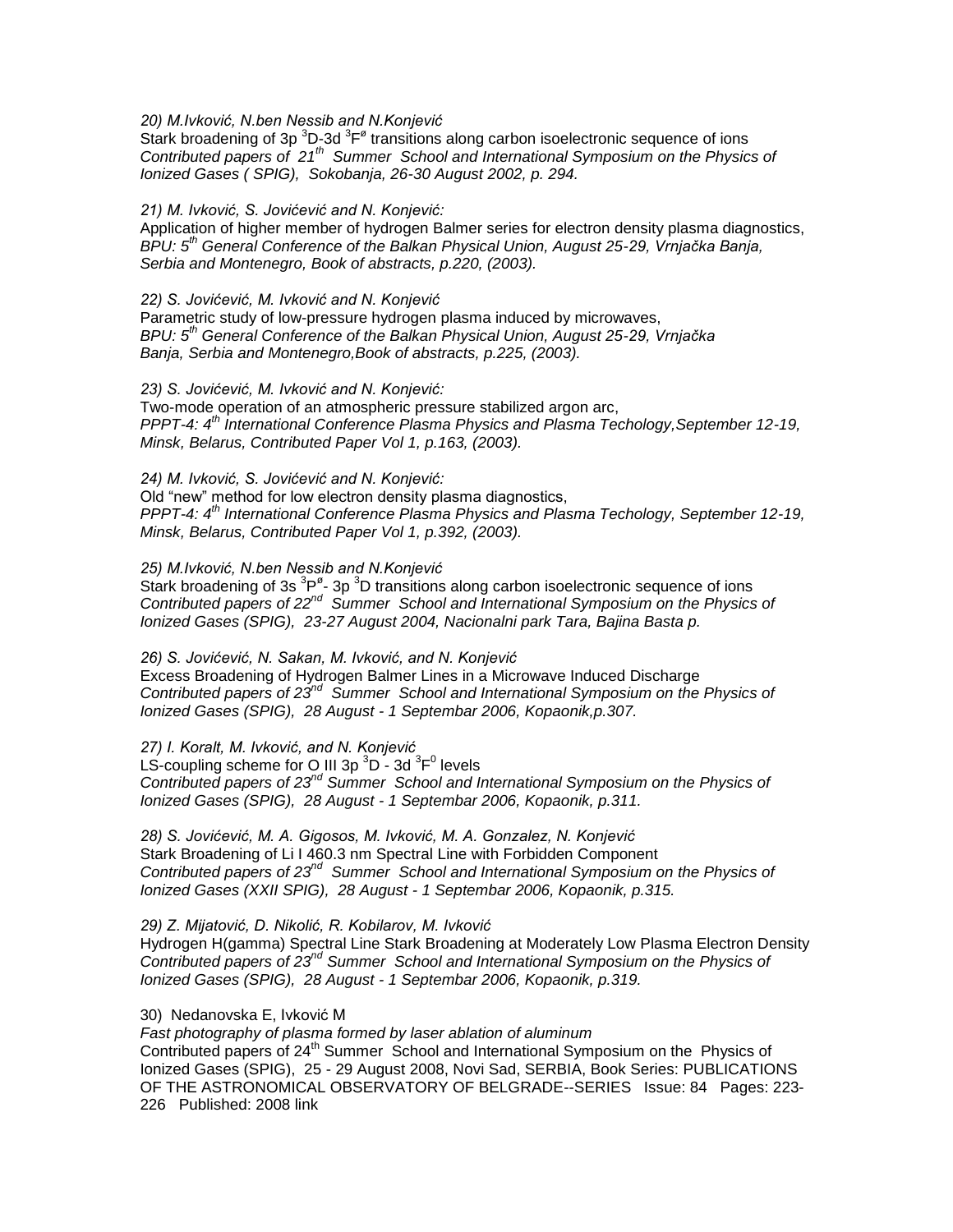*20) M.Ivković, N.ben Nessib and N.Konjević*
Stark broadening of 3p $^3$D-3d $^3$F$^ø$ transitions along carbon isoelectronic sequence of ions
*Contributed papers of 21$^{th}$ Summer School and International Symposium on the Physics of Ionized Gases ( SPIG), Sokobanja, 26-30 August 2002, p. 294.*

*21) M. Ivković, S. Jovićević and N. Konjević:*
Application of higher member of hydrogen Balmer series for electron density plasma diagnostics,
*BPU: 5$^{th}$ General Conference of the Balkan Physical Union, August 25-29, Vrnjačka Banja, Serbia and Montenegro, Book of abstracts, p.220, (2003).*

*22) S. Jovićević, M. Ivković and N. Konjević*
Parametric study of low-pressure hydrogen plasma induced by microwaves,
*BPU: 5$^{th}$ General Conference of the Balkan Physical Union, August 25-29, Vrnjačka Banja, Serbia and Montenegro,Book of abstracts, p.225, (2003).*

*23) S. Jovićević, M. Ivković and N. Konjević:*
Two-mode operation of an atmospheric pressure stabilized argon arc,
*PPPT-4: 4$^{th}$ International Conference Plasma Physics and Plasma Techology,September 12-19, Minsk, Belarus, Contributed Paper Vol 1, p.163, (2003).*

*24) M. Ivković, S. Jovićević and N. Konjević:*
Old "new" method for low electron density plasma diagnostics,
*PPPT-4: 4$^{th}$ International Conference Plasma Physics and Plasma Techology, September 12-19, Minsk, Belarus, Contributed Paper Vol 1, p.392, (2003).*

*25) M.Ivković, N.ben Nessib and N.Konjević*
Stark broadening of 3s $^3$P$^ø$- 3p $^3$D transitions along carbon isoelectronic sequence of ions
*Contributed papers of 22$^{nd}$ Summer School and International Symposium on the Physics of Ionized Gases (SPIG), 23-27 August 2004, Nacionalni park Tara, Bajina Basta p.*

*26) S. Jovićević, N. Sakan, M. Ivković, and N. Konjević*
Excess Broadening of Hydrogen Balmer Lines in a Microwave Induced Discharge
*Contributed papers of 23$^{nd}$ Summer School and International Symposium on the Physics of Ionized Gases (SPIG), 28 August - 1 Septembar 2006, Kopaonik,p.307.*

*27) I. Koralt, M. Ivković, and N. Konjević*
LS-coupling scheme for O III 3p $^3$D - 3d $^3$F$^0$ levels
*Contributed papers of 23$^{nd}$ Summer School and International Symposium on the Physics of Ionized Gases (SPIG), 28 August - 1 Septembar 2006, Kopaonik, p.311.*

*28) S. Jovićević, M. A. Gigosos, M. Ivković, M. A. Gonzalez, N. Konjević*
Stark Broadening of Li I 460.3 nm Spectral Line with Forbidden Component
*Contributed papers of 23$^{nd}$ Summer School and International Symposium on the Physics of Ionized Gases (XXII SPIG), 28 August - 1 Septembar 2006, Kopaonik, p.315.*

*29) Z. Mijatović, D. Nikolić, R. Kobilarov, M. Ivković*
Hydrogen H(gamma) Spectral Line Stark Broadening at Moderately Low Plasma Electron Density
*Contributed papers of 23$^{nd}$ Summer School and International Symposium on the Physics of Ionized Gases (SPIG), 28 August - 1 Septembar 2006, Kopaonik, p.319.*

30) Nedanovska E, Ivković M
*Fast photography of plasma formed by laser ablation of aluminum*
Contributed papers of 24$^{th}$ Summer School and International Symposium on the Physics of Ionized Gases (SPIG), 25 - 29 August 2008, Novi Sad, SERBIA, Book Series: PUBLICATIONS OF THE ASTRONOMICAL OBSERVATORY OF BELGRADE--SERIES Issue: 84 Pages: 223-226 Published: 2008 link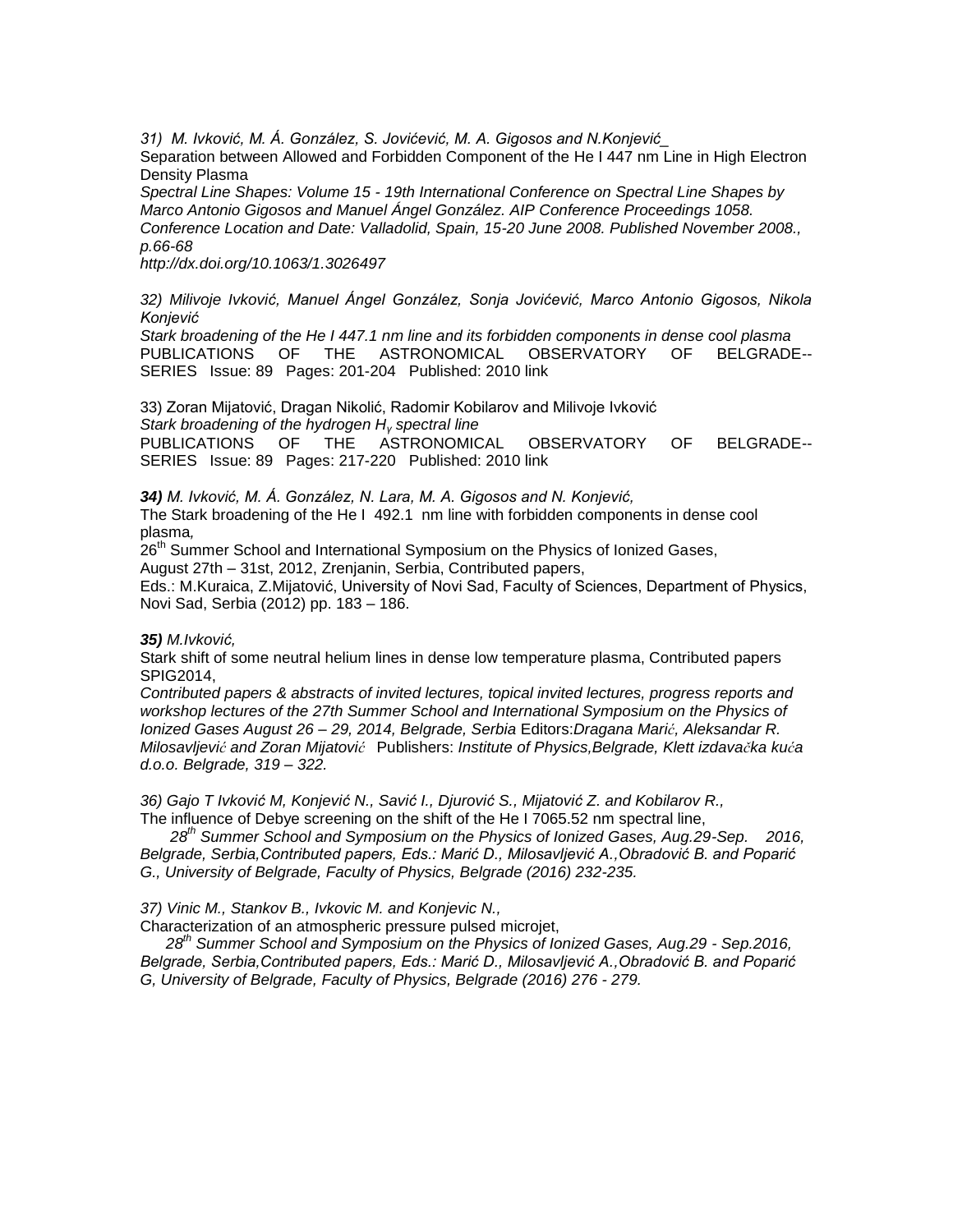*31) M. Ivković, M. Á. González, S. Jovićević, M. A. Gigosos and N.Konjević_*
Separation between Allowed and Forbidden Component of the He I 447 nm Line in High Electron Density Plasma
*Spectral Line Shapes: Volume 15 - 19th International Conference on Spectral Line Shapes by Marco Antonio Gigosos and Manuel Ángel González. AIP Conference Proceedings 1058. Conference Location and Date: Valladolid, Spain, 15-20 June 2008. Published November 2008., p.66-68*
*http://dx.doi.org/10.1063/1.3026497*

*32) Milivoje Ivković, Manuel Ángel González, Sonja Jovićević, Marco Antonio Gigosos, Nikola Konjević*
*Stark broadening of the He I 447.1 nm line and its forbidden components in dense cool plasma*
PUBLICATIONS OF THE ASTRONOMICAL OBSERVATORY OF BELGRADE-- SERIES Issue: 89 Pages: 201-204 Published: 2010 link

33) Zoran Mijatović, Dragan Nikolić, Radomir Kobilarov and Milivoje Ivković
*Stark broadening of the hydrogen $H_\gamma$ spectral line*
PUBLICATIONS OF THE ASTRONOMICAL OBSERVATORY OF BELGRADE-- SERIES Issue: 89 Pages: 217-220 Published: 2010 link

***34)** M. Ivković, M. Á. González, N. Lara, M. A. Gigosos and N. Konjević,*
The Stark broadening of the He I 492.1 nm line with forbidden components in dense cool plasma*,*
26[th] Summer School and International Symposium on the Physics of Ionized Gases,
August 27th – 31st, 2012, Zrenjanin, Serbia, Contributed papers,
Eds.: M.Kuraica, Z.Mijatović, University of Novi Sad, Faculty of Sciences, Department of Physics, Novi Sad, Serbia (2012) pp. 183 – 186.

***35)** M.Ivković,*
Stark shift of some neutral helium lines in dense low temperature plasma, Contributed papers SPIG2014,
*Contributed papers & abstracts of invited lectures, topical invited lectures, progress reports and workshop lectures of the 27th Summer School and International Symposium on the Physics of Ionized Gases August 26 – 29, 2014, Belgrade, Serbia* Editors:*Dragana Marić, Aleksandar R. Milosavljević and Zoran Mijatović* Publishers: *Institute of Physics,Belgrade, Klett izdavačka kuća d.o.o. Belgrade, 319 – 322.*

*36) Gajo T Ivković M, Konjević N., Savić I., Djurović S., Mijatović Z. and Kobilarov R.,*
The influence of Debye screening on the shift of the He I 7065.52 nm spectral line,
*28[th] Summer School and Symposium on the Physics of Ionized Gases, Aug.29-Sep. 2016, Belgrade, Serbia,Contributed papers, Eds.: Marić D., Milosavljević A.,Obradović B. and Poparić G., University of Belgrade, Faculty of Physics, Belgrade (2016) 232-235.*

*37) Vinic M., Stankov B., Ivkovic M. and Konjevic N.,*
Characterization of an atmospheric pressure pulsed microjet,
*28[th] Summer School and Symposium on the Physics of Ionized Gases, Aug.29 - Sep.2016, Belgrade, Serbia,Contributed papers, Eds.: Marić D., Milosavljević A.,Obradović B. and Poparić G, University of Belgrade, Faculty of Physics, Belgrade (2016) 276 - 279.*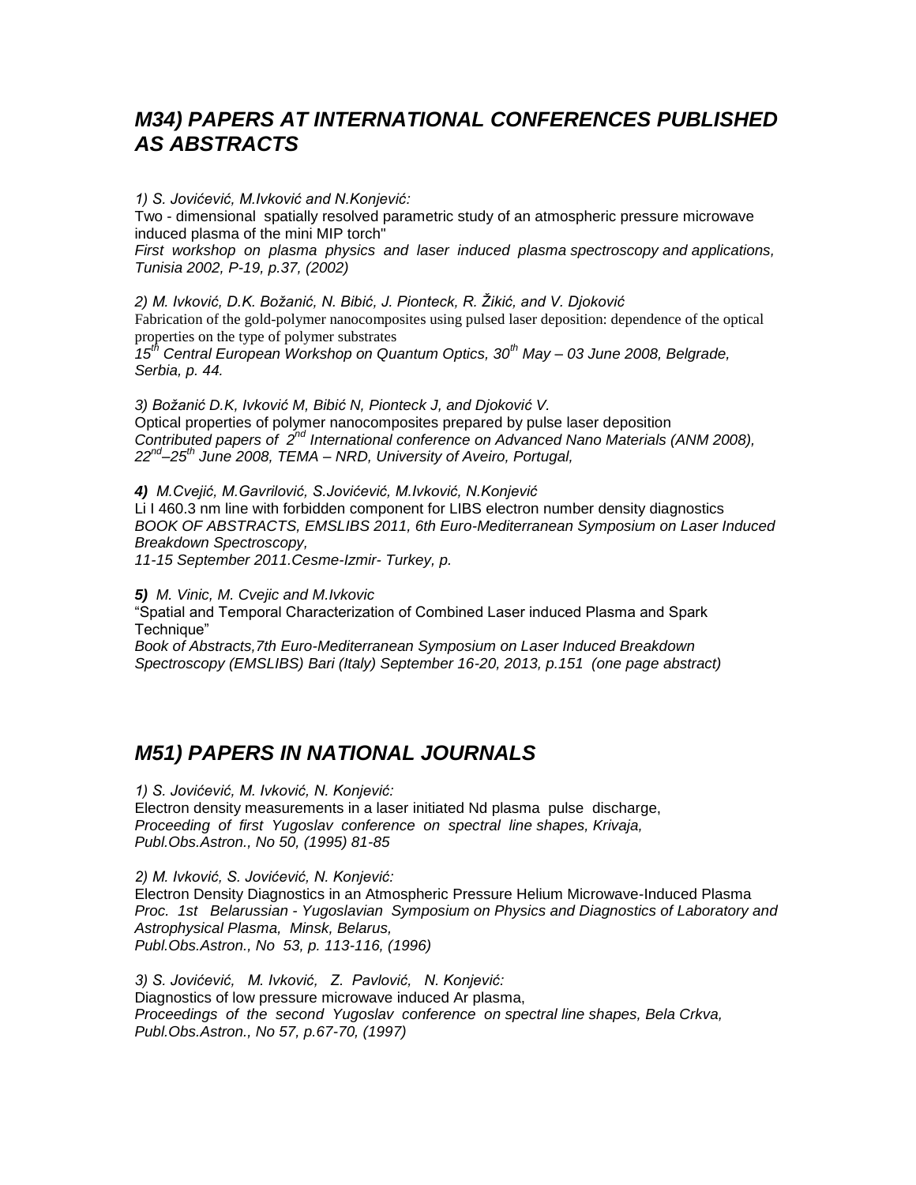## *M34) PAPERS AT INTERNATIONAL CONFERENCES PUBLISHED AS ABSTRACTS*

*1) S. Jovićević, M.Ivković and N.Konjević:*
Two - dimensional spatially resolved parametric study of an atmospheric pressure microwave induced plasma of the mini MIP torch"
*First workshop on plasma physics and laser induced plasma spectroscopy and applications, Tunisia 2002, P-19, p.37, (2002)*

*2) M. Ivković, D.K. Božanić, N. Bibić, J. Pionteck, R. Žikić, and V. Djoković*
Fabrication of the gold-polymer nanocomposites using pulsed laser deposition: dependence of the optical properties on the type of polymer substrates
*15th Central European Workshop on Quantum Optics, 30th May – 03 June 2008, Belgrade, Serbia, p. 44.*

*3) Božanić D.K, Ivković M, Bibić N, Pionteck J, and Djoković V.*
Optical properties of polymer nanocomposites prepared by pulse laser deposition
*Contributed papers of 2nd International conference on Advanced Nano Materials (ANM 2008), 22nd–25th June 2008, TEMA – NRD, University of Aveiro, Portugal,*

***4)*** *M.Cvejić, M.Gavrilović, S.Jovićević, M.Ivković, N.Konjević*
Li I 460.3 nm line with forbidden component for LIBS electron number density diagnostics
*BOOK OF ABSTRACTS, EMSLIBS 2011, 6th Euro-Mediterranean Symposium on Laser Induced Breakdown Spectroscopy,*
*11-15 September 2011.Cesme-Izmir- Turkey, p.*

***5)*** *M. Vinic, M. Cvejic and M.Ivkovic*
"Spatial and Temporal Characterization of Combined Laser induced Plasma and Spark Technique"
*Book of Abstracts,7th Euro-Mediterranean Symposium on Laser Induced Breakdown Spectroscopy (EMSLIBS) Bari (Italy) September 16-20, 2013, p.151 (one page abstract)*

## *M51) PAPERS IN NATIONAL JOURNALS*

*1) S. Jovićević, M. Ivković, N. Konjević:*
Electron density measurements in a laser initiated Nd plasma pulse discharge,
*Proceeding of first Yugoslav conference on spectral line shapes, Krivaja, Publ.Obs.Astron., No 50, (1995) 81-85*

*2) M. Ivković, S. Jovićević, N. Konjević:*
Electron Density Diagnostics in an Atmospheric Pressure Helium Microwave-Induced Plasma
*Proc. 1st Belarussian - Yugoslavian Symposium on Physics and Diagnostics of Laboratory and Astrophysical Plasma, Minsk, Belarus,*
*Publ.Obs.Astron., No 53, p. 113-116, (1996)*

*3) S. Jovićević, M. Ivković, Z. Pavlović, N. Konjević:*
Diagnostics of low pressure microwave induced Ar plasma,
*Proceedings of the second Yugoslav conference on spectral line shapes, Bela Crkva, Publ.Obs.Astron., No 57, p.67-70, (1997)*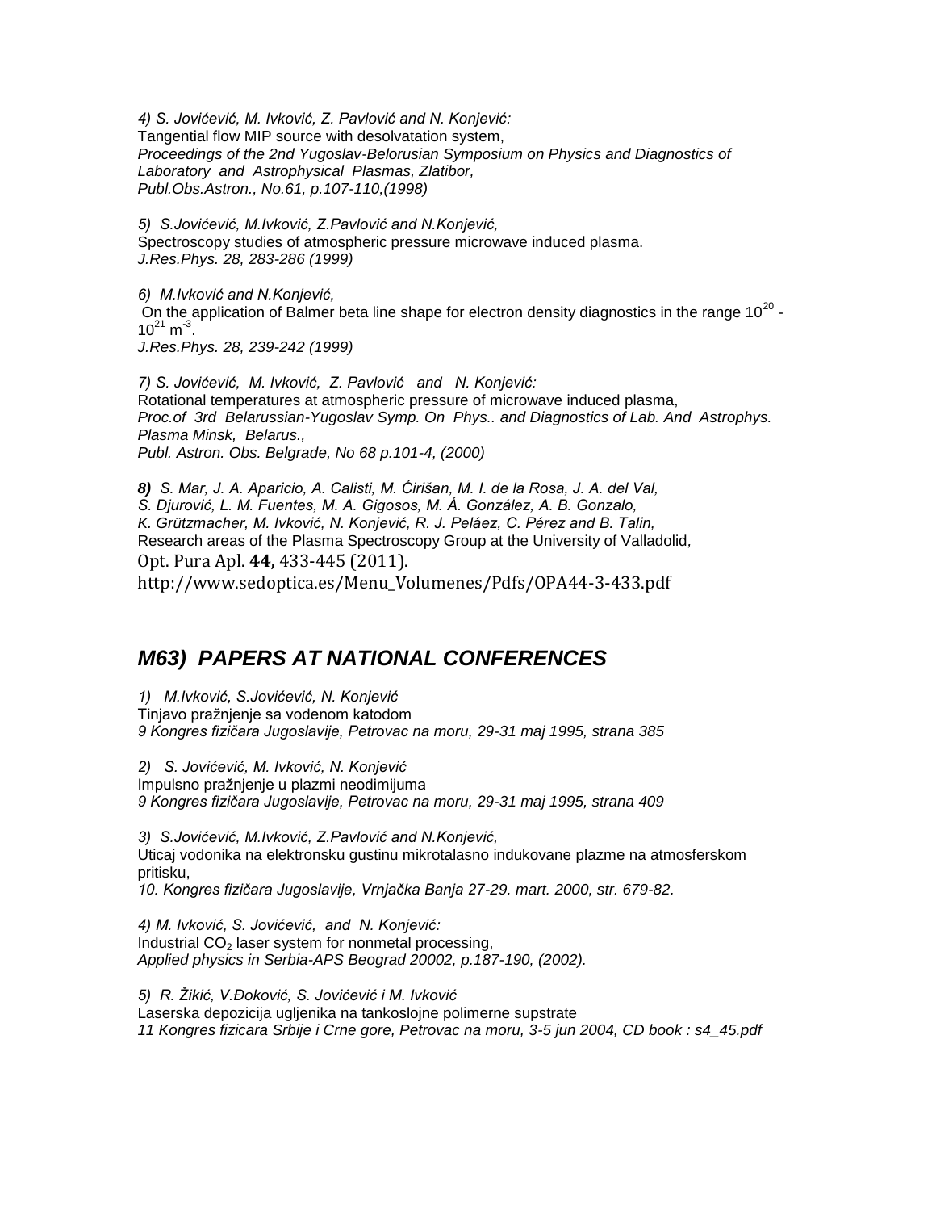*4) S. Jovićević, M. Ivković, Z. Pavlović and N. Konjević:*
Tangential flow MIP source with desolvatation system,
*Proceedings of the 2nd Yugoslav-Belorusian Symposium on Physics and Diagnostics of Laboratory and Astrophysical Plasmas, Zlatibor,*
*Publ.Obs.Astron., No.61, p.107-110,(1998)*

*5) S.Jovićević, M.Ivković, Z.Pavlović and N.Konjević,*
Spectroscopy studies of atmospheric pressure microwave induced plasma.
*J.Res.Phys. 28, 283-286 (1999)*

*6) M.Ivković and N.Konjević,*
On the application of Balmer beta line shape for electron density diagnostics in the range $10^{20}$ - $10^{21}$ $m^{-3}$.
*J.Res.Phys. 28, 239-242 (1999)*

*7) S. Jovićević, M. Ivković, Z. Pavlović and N. Konjević:*
Rotational temperatures at atmospheric pressure of microwave induced plasma,
*Proc.of 3rd Belarussian-Yugoslav Symp. On Phys.. and Diagnostics of Lab. And Astrophys. Plasma Minsk, Belarus.,*
*Publ. Astron. Obs. Belgrade, No 68 p.101-4, (2000)*

***8)*** *S. Mar, J. A. Aparicio, A. Calisti, M. Ćirišan, M. I. de la Rosa, J. A. del Val, S. Djurović, L. M. Fuentes, M. A. Gigosos, M. Á. González, A. B. Gonzalo, K. Grützmacher, M. Ivković, N. Konjević, R. J. Peláez, C. Pérez and B. Talin,*
Research areas of the Plasma Spectroscopy Group at the University of Valladolid,
Opt. Pura Apl. **44,** 433-445 (2011).
http://www.sedoptica.es/Menu_Volumenes/Pdfs/OPA44-3-433.pdf

## *M63) PAPERS AT NATIONAL CONFERENCES*

*1) M.Ivković, S.Jovićević, N. Konjević*
Tinjavo pražnjenje sa vodenom katodom
*9 Kongres fizičara Jugoslavije, Petrovac na moru, 29-31 maj 1995, strana 385*

*2) S. Jovićević, M. Ivković, N. Konjević*
Impulsno pražnjenje u plazmi neodimijuma
*9 Kongres fizičara Jugoslavije, Petrovac na moru, 29-31 maj 1995, strana 409*

*3) S.Jovićević, M.Ivković, Z.Pavlović and N.Konjević,*
Uticaj vodonika na elektronsku gustinu mikrotalasno indukovane plazme na atmosferskom pritisku,
*10. Kongres fizičara Jugoslavije, Vrnjačka Banja 27-29. mart. 2000, str. 679-82.*

*4) M. Ivković, S. Jovićević, and N. Konjević:*
Industrial $CO_2$ laser system for nonmetal processing,
*Applied physics in Serbia-APS Beograd 20002, p.187-190, (2002).*

*5) R. Žikić, V.Đoković, S. Jovićević i M. Ivković*
Laserska depozicija ugljenika na tankoslojne polimerne supstrate
*11 Kongres fizicara Srbije i Crne gore, Petrovac na moru, 3-5 jun 2004, CD book : s4_45.pdf*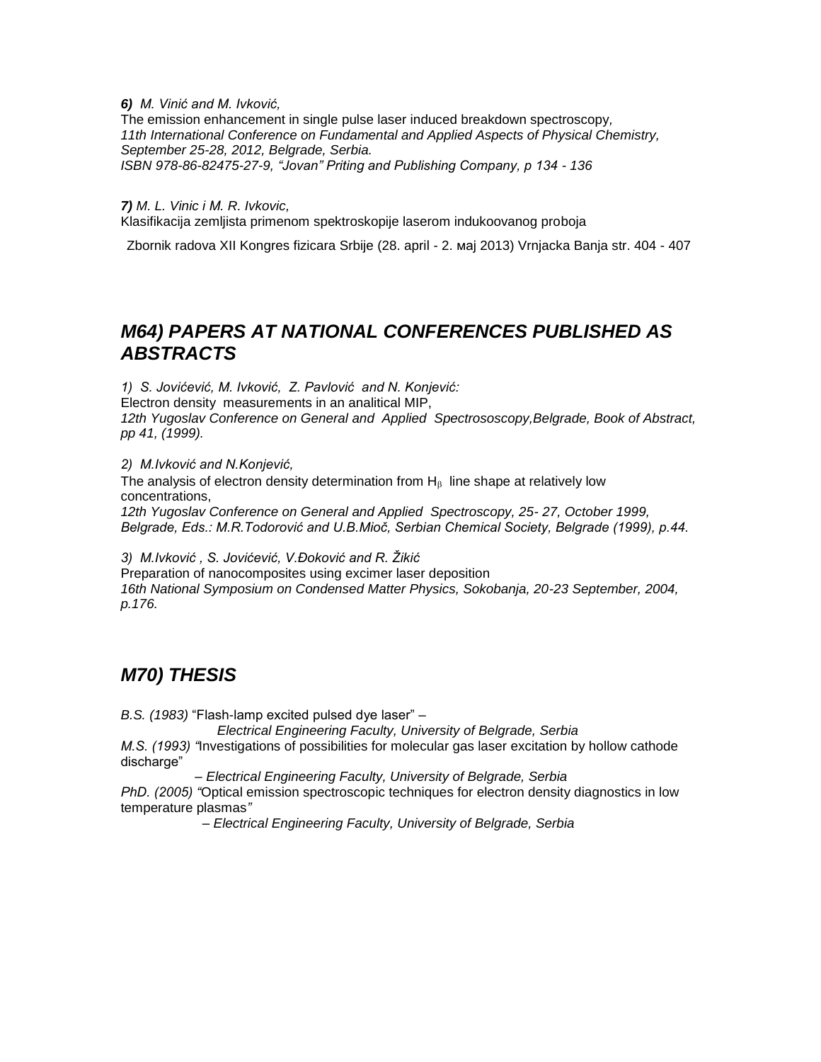***6)*** *M. Vinić and M. Ivković,*
The emission enhancement in single pulse laser induced breakdown spectroscopy*,*
*11th International Conference on Fundamental and Applied Aspects of Physical Chemistry, September 25-28, 2012, Belgrade, Serbia.*
*ISBN 978-86-82475-27-9, "Jovan" Priting and Publishing Company, p 134 - 136*

***7)*** *M. L. Vinic i M. R. Ivkovic,*
Klasifikacija zemljista primenom spektroskopije laserom indukoovanog proboja

Zbornik radova XII Kongres fizicara Srbije (28. april - 2. мај 2013) Vrnjacka Banja str. 404 - 407

## *M64) PAPERS AT NATIONAL CONFERENCES PUBLISHED AS ABSTRACTS*

*1) S. Jovićević, M. Ivković, Z. Pavlović and N. Konjević:*
Electron density measurements in an analitical MIP,
*12th Yugoslav Conference on General and Applied Spectrososcopy,Belgrade, Book of Abstract, pp 41, (1999).*

*2) M.Ivković and N.Konjević,*
The analysis of electron density determination from $H_{\beta}$ line shape at relatively low concentrations,
*12th Yugoslav Conference on General and Applied Spectroscopy, 25- 27, October 1999, Belgrade, Eds.: M.R.Todorović and U.B.Mioč, Serbian Chemical Society, Belgrade (1999), p.44.*

*3) M.Ivković , S. Jovićević, V.Đoković and R. Žikić*
Preparation of nanocomposites using excimer laser deposition
*16th National Symposium on Condensed Matter Physics, Sokobanja, 20-23 September, 2004, p.176.*

## *M70) THESIS*

*B.S. (1983)* "Flash-lamp excited pulsed dye laser" –
*Electrical Engineering Faculty, University of Belgrade, Serbia*
*M.S. (1993) "*Investigations of possibilities for molecular gas laser excitation by hollow cathode discharge"
*– Electrical Engineering Faculty, University of Belgrade, Serbia*
*PhD. (2005) "*Optical emission spectroscopic techniques for electron density diagnostics in low temperature plasmas*"*
*– Electrical Engineering Faculty, University of Belgrade, Serbia*